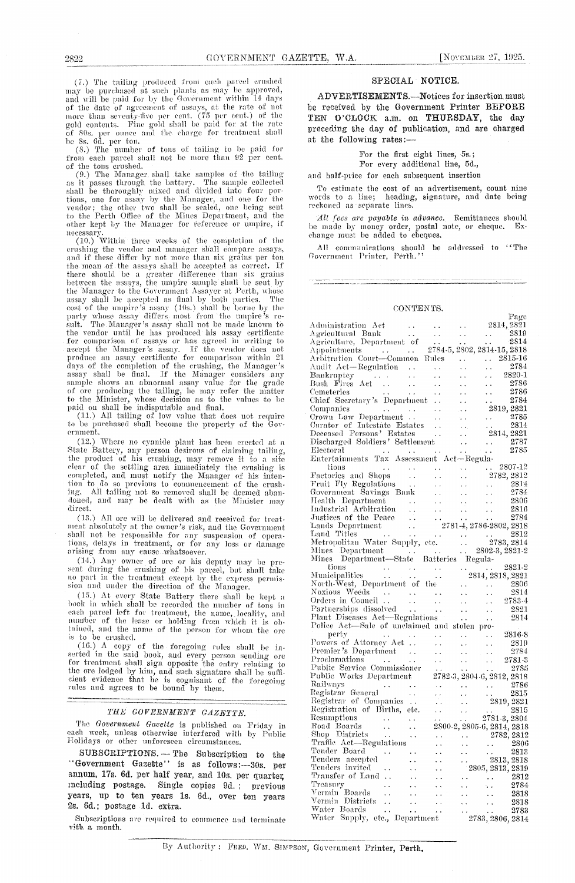(7.) The tailing produced from each parcel crushed may be purchased at such plants as may be approved, and will be paid for by the Government within 14 days of the date of agreement of assays, at the rate of not more than seventy-five per cent. (75 per cent.) of the gold contents. Fine gold shall be paid for at the rate of 80s. per ounce and the charge for treatment shall be 8s. 6d. per ton.

(8.) The number of tons of tailing to be paid for from each parcel shall not be more than 92 per cent. of the tons crushed.

(9.) The Manager shall take samples of the tailing as it passes through the battery. The sample collected shall be thoroughly mixed and divided into four portions, one for assay by the Manager, and one for the vendor; the other two shall be sealed, one being sent to the Perth Office of the Mines Department, and the other kept by the Manager for reference or umpire, if necessary.

(10.) Within three weeks of the completion of the crushing the vendor and manager shall compare assays, and if these differ by not more than six grains per ton the mean of the assays shall be accepted as correct. If there should be a greater difference than six grains between the assays, the umpire sample shall be sent by the Manager to the Government Assayer at Perth, whose assay shall be accepted as final by both parties. The cost of the umpire's assay (10s.) shall be borne by the party whose assay differs most from the umpire's result. The Manager's assay shall not be made known to the vendor until he has produced his assay certificate for comparison of assays or has agreed in writing to accept the Manager's assay. If the vendor does not produce an assay certificate for comparison within 21 days of the completion of the crushing, the Manager's assay shall be final. If the Manager considers any sample shows an abnormal assay value for the grade of ore producing the tailing, he may refer the matter to the Minister, whose decision as to the values to be paid on shall be indisputable and final.

(11.) All tailing of low value that does not require to be purchased shall become the property of the Government.

(12.) Where no cyanide plant has been erected at a State Battery, any person desirous of claiming tailing, the product of his crushing, may remove it to a site clear of the settling area immediately the crushing is completed, and must notify the Manager of his intention to do so previous to commencement of the crushing. All tailing not so removed shall be deemed abandoned, and may be dealt with as the Minister may direct.

(13.) All ore will be delivered and received for treatment absolutely at the owner's risk, and the Government shall not be responsible for any suspension of operations, delays in treatment, or for any loss or damage arising from any cause whatsoever.

(14.) Any owner of ore or his deputy may be present during the crushing of his parcel, but shall take no part in the treatment except by the express permission and under the direction of the Manager.

(15.) At every State Battery there shall be kept a book in which shall be recorded the number of tons in each parcel left for treatment, the name, locality, and number of the lease or holding from which it is obtained, and the name of the person for whom the ore is to be crushed.

(16.) A copy of the foregoing rules shall be inserted in the said book, and every person sending ore for treatment shall sign opposite the entry relating to the ore lodged by him, and such signature shall be sufficient evidence that he is cognisant of the foregoing rules and agrees to be bound by them.

## *THE GOVERNMENT GAZETTE.*

The *Government Gazette* is published on Friday in each week, unless otherwise interfered with by Public Holidays or other unforeseen circumstances.

**SUBSCRIPTIONS.—The Subscription to the "Government Gazette" is as follows:—30s. per annum, 17s. 6d. per half year, and 10s. per quarter, including postage. Single copies 9d.; previous years, up to ten years 1s. 6d., over ten years 2s. 6d.; postage 1d. extra.**

Subscriptions are required to commence and terminate with a month.

## SPECIAL NOTICE.

**ADVERTISEMENTS.**—Notices for insertion must be received by the Government Printer **BEFORE TEN O'CLOCK** a.m. on **THURSDAY**, the day preceding the day of publication, and are charged at the following rates:—

For the first eight lines, 5s.;
For every additional line, 5d.,

and half-price for each subsequent insertion

To estimate the cost of an advertisement, count nine words to a line; heading, signature, and date being reckoned as separate lines.

*All fees are payable in advance.* Remittances should be made by money order, postal note, or cheque. Exchange must be added to cheques.

All communications should be addressed to "The Government Printer, Perth."

## CONTENTS.

| | Page |
|---|---|
| Administration Act | 2814, 2821 |
| Agricultural Bank | 2819 |
| Agriculture, Department of | 2814 |
| Appointments | 2784-5, 2802, 2814-15, 2818 |
| Arbitration Court—Common Rules | 2815-16 |
| Audit Act—Regulation | 2784 |
| Bankruptcy | 2820-1 |
| Bush Fires Act | 2786 |
| Cemeteries | 2786 |
| Chief Secretary's Department | 2784 |
| Companies | 2819, 2821 |
| Crown Law Department | 2785 |
| Curator of Intestate Estates | 2814 |
| Deceased Persons' Estates | 2814, 2821 |
| Discharged Soldiers' Settlement | 2787 |
| Electoral | 2785 |
| Entertainments Tax Assessment Act—Regulations | 2807-12 |
| Factories and Shops | 2782, 2812 |
| Fruit Fly Regulations | 2814 |
| Government Savings Bank | 2784 |
| Health Department | 2806 |
| Industrial Arbitration | 2816 |
| Justices of the Peace | 2784 |
| Lands Department | 2781-4, 2786-2802, 2818 |
| Land Titles | 2812 |
| Metropolitan Water Supply, etc. | 2783, 2814 |
| Mines Department | 2802-3, 2821-2 |
| Mines Department—State Batteries Regulations | 2821-2 |
| Municipalities | 2814, 2818, 2821 |
| North-West, Department of the | 2806 |
| Noxious Weeds | 2814 |
| Orders in Council | 2783-4 |
| Partnerships dissolved | 2821 |
| Plant Diseases Act—Regulations | 2814 |
| Police Act—Sale of unclaimed and stolen property | 2816-8 |
| Powers of Attorney Act | 2819 |
| Premier's Department | 2784 |
| Proclamations | 2781-3 |
| Public Service Commissioner | 2785 |
| Public Works Department | 2782-3, 2804-6, 2812, 2818 |
| Railways | 2786 |
| Registrar General | 2815 |
| Registrar of Companies | 2819, 2821 |
| Registration of Births, etc. | 2815 |
| Resumptions | 2781-3, 2804 |
| Road Boards | 2800-2, 2805-6, 2814, 2818 |
| Shop Districts | 2782, 2812 |
| Traffic Act—Regulations | 2806 |
| Tender Board | 2813 |
| Tenders accepted | 2813, 2818 |
| Tenders invited | 2805, 2813, 2819 |
| Transfer of Land | 2812 |
| Treasury | 2784 |
| Vermin Boards | 2818 |
| Vermin Districts | 2818 |
| Water Boards | 2783 |
| Water Supply, etc., Department | 2783, 2806, 2814 |

By Authority: FRED. WM. SIMPSON, Government Printer, Perth.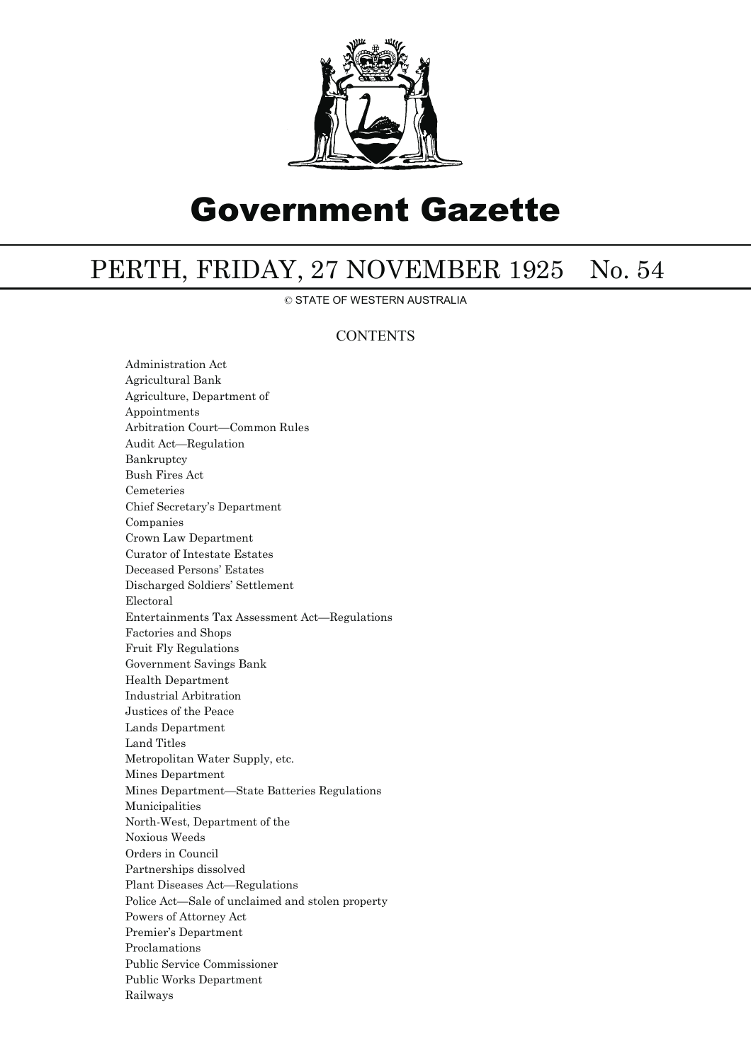# Government Gazette

## PERTH, FRIDAY, 27 NOVEMBER 1925 No. 54

© STATE OF WESTERN AUSTRALIA

### CONTENTS

Administration Act
Agricultural Bank
Agriculture, Department of
Appointments
Arbitration Court—Common Rules
Audit Act—Regulation
Bankruptcy
Bush Fires Act
Cemeteries
Chief Secretary's Department
Companies
Crown Law Department
Curator of Intestate Estates
Deceased Persons' Estates
Discharged Soldiers' Settlement
Electoral
Entertainments Tax Assessment Act—Regulations
Factories and Shops
Fruit Fly Regulations
Government Savings Bank
Health Department
Industrial Arbitration
Justices of the Peace
Lands Department
Land Titles
Metropolitan Water Supply, etc.
Mines Department
Mines Department—State Batteries Regulations
Municipalities
North-West, Department of the
Noxious Weeds
Orders in Council
Partnerships dissolved
Plant Diseases Act—Regulations
Police Act—Sale of unclaimed and stolen property
Powers of Attorney Act
Premier's Department
Proclamations
Public Service Commissioner
Public Works Department
Railways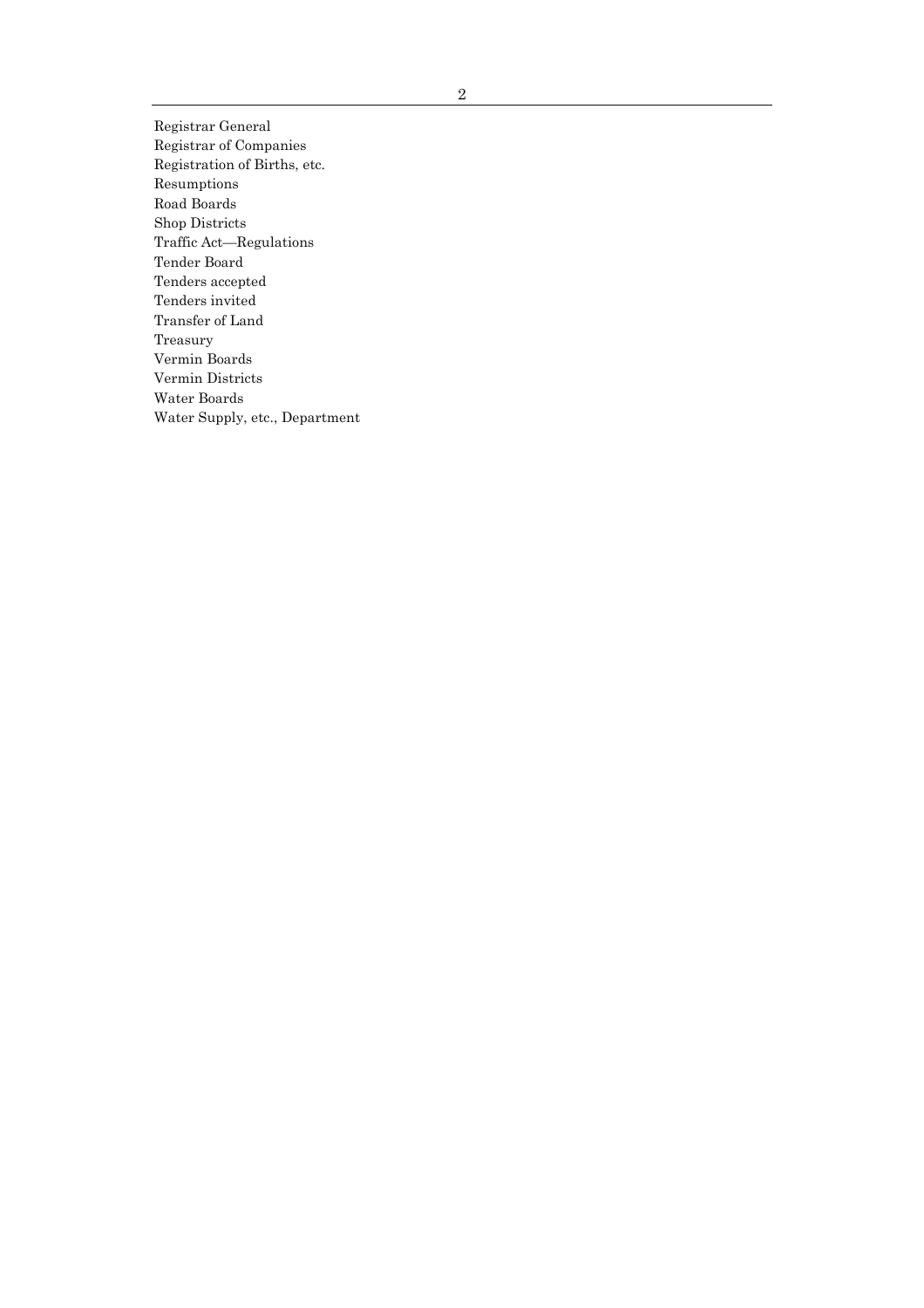Registrar General
Registrar of Companies
Registration of Births, etc.
Resumptions
Road Boards
Shop Districts
Traffic Act—Regulations
Tender Board
Tenders accepted
Tenders invited
Transfer of Land
Treasury
Vermin Boards
Vermin Districts
Water Boards
Water Supply, etc., Department